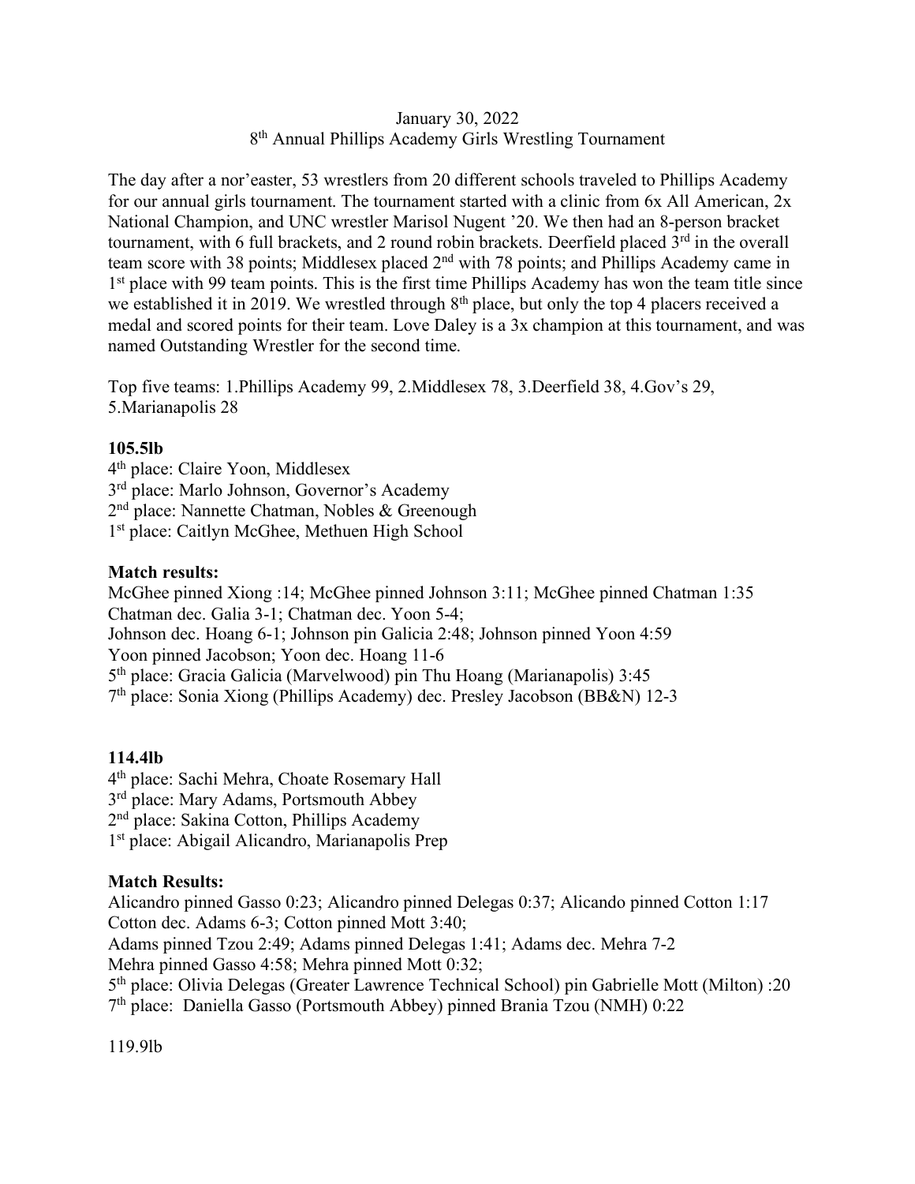January 30, 2022
8th Annual Phillips Academy Girls Wrestling Tournament

The day after a nor'easter, 53 wrestlers from 20 different schools traveled to Phillips Academy for our annual girls tournament. The tournament started with a clinic from 6x All American, 2x National Champion, and UNC wrestler Marisol Nugent '20. We then had an 8-person bracket tournament, with 6 full brackets, and 2 round robin brackets. Deerfield placed 3rd in the overall team score with 38 points; Middlesex placed 2nd with 78 points; and Phillips Academy came in 1st place with 99 team points. This is the first time Phillips Academy has won the team title since we established it in 2019. We wrestled through 8th place, but only the top 4 placers received a medal and scored points for their team. Love Daley is a 3x champion at this tournament, and was named Outstanding Wrestler for the second time.

Top five teams: 1.Phillips Academy 99, 2.Middlesex 78, 3.Deerfield 38, 4.Gov's 29, 5.Marianapolis 28

**105.5lb**

4th place: Claire Yoon, Middlesex
3rd place: Marlo Johnson, Governor's Academy
2nd place: Nannette Chatman, Nobles & Greenough
1st place: Caitlyn McGhee, Methuen High School

**Match results:**

McGhee pinned Xiong :14; McGhee pinned Johnson 3:11; McGhee pinned Chatman 1:35
Chatman dec. Galia 3-1; Chatman dec. Yoon 5-4;
Johnson dec. Hoang 6-1; Johnson pin Galicia 2:48; Johnson pinned Yoon 4:59
Yoon pinned Jacobson; Yoon dec. Hoang 11-6
5th place: Gracia Galicia (Marvelwood) pin Thu Hoang (Marianapolis) 3:45
7th place: Sonia Xiong (Phillips Academy) dec. Presley Jacobson (BB&N) 12-3

**114.4lb**

4th place: Sachi Mehra, Choate Rosemary Hall
3rd place: Mary Adams, Portsmouth Abbey
2nd place: Sakina Cotton, Phillips Academy
1st place: Abigail Alicandro, Marianapolis Prep

**Match Results:**

Alicandro pinned Gasso 0:23; Alicandro pinned Delegas 0:37; Alicando pinned Cotton 1:17
Cotton dec. Adams 6-3; Cotton pinned Mott 3:40;
Adams pinned Tzou 2:49; Adams pinned Delegas 1:41; Adams dec. Mehra 7-2
Mehra pinned Gasso 4:58; Mehra pinned Mott 0:32;
5th place: Olivia Delegas (Greater Lawrence Technical School) pin Gabrielle Mott (Milton) :20
7th place: Daniella Gasso (Portsmouth Abbey) pinned Brania Tzou (NMH) 0:22

119.9lb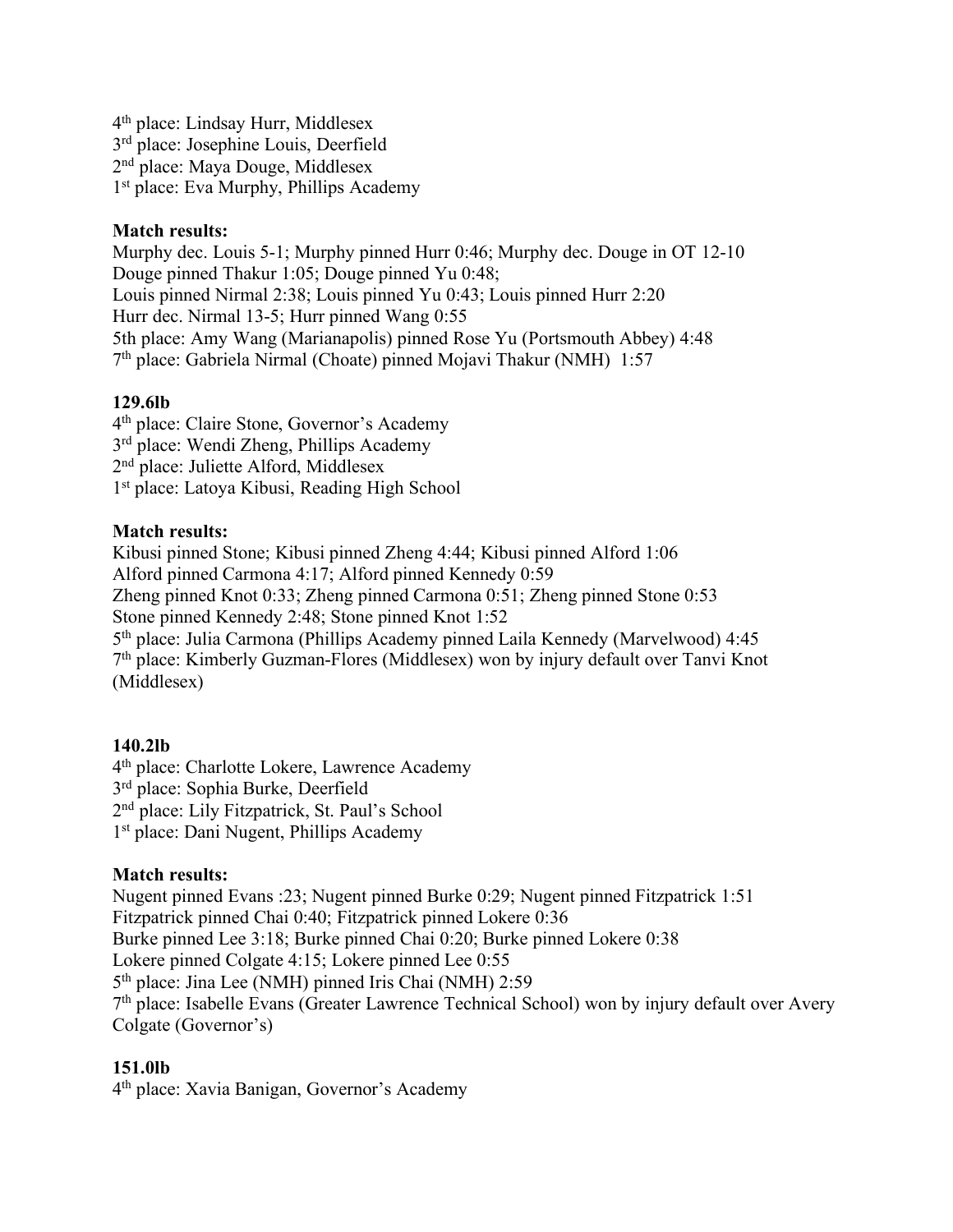4th place: Lindsay Hurr, Middlesex
3rd place: Josephine Louis, Deerfield
2nd place: Maya Douge, Middlesex
1st place: Eva Murphy, Phillips Academy

**Match results:**
Murphy dec. Louis 5-1; Murphy pinned Hurr 0:46; Murphy dec. Douge in OT 12-10
Douge pinned Thakur 1:05; Douge pinned Yu 0:48;
Louis pinned Nirmal 2:38; Louis pinned Yu 0:43; Louis pinned Hurr 2:20
Hurr dec. Nirmal 13-5; Hurr pinned Wang 0:55
5th place: Amy Wang (Marianapolis) pinned Rose Yu (Portsmouth Abbey) 4:48
7th place: Gabriela Nirmal (Choate) pinned Mojavi Thakur (NMH) 1:57

**129.6lb**

4th place: Claire Stone, Governor's Academy
3rd place: Wendi Zheng, Phillips Academy
2nd place: Juliette Alford, Middlesex
1st place: Latoya Kibusi, Reading High School

**Match results:**
Kibusi pinned Stone; Kibusi pinned Zheng 4:44; Kibusi pinned Alford 1:06
Alford pinned Carmona 4:17; Alford pinned Kennedy 0:59
Zheng pinned Knot 0:33; Zheng pinned Carmona 0:51; Zheng pinned Stone 0:53
Stone pinned Kennedy 2:48; Stone pinned Knot 1:52
5th place: Julia Carmona (Phillips Academy pinned Laila Kennedy (Marvelwood) 4:45
7th place: Kimberly Guzman-Flores (Middlesex) won by injury default over Tanvi Knot (Middlesex)

**140.2lb**

4th place: Charlotte Lokere, Lawrence Academy
3rd place: Sophia Burke, Deerfield
2nd place: Lily Fitzpatrick, St. Paul's School
1st place: Dani Nugent, Phillips Academy

**Match results:**
Nugent pinned Evans :23; Nugent pinned Burke 0:29; Nugent pinned Fitzpatrick 1:51
Fitzpatrick pinned Chai 0:40; Fitzpatrick pinned Lokere 0:36
Burke pinned Lee 3:18; Burke pinned Chai 0:20; Burke pinned Lokere 0:38
Lokere pinned Colgate 4:15; Lokere pinned Lee 0:55
5th place: Jina Lee (NMH) pinned Iris Chai (NMH) 2:59
7th place: Isabelle Evans (Greater Lawrence Technical School) won by injury default over Avery Colgate (Governor's)

**151.0lb**

4th place: Xavia Banigan, Governor's Academy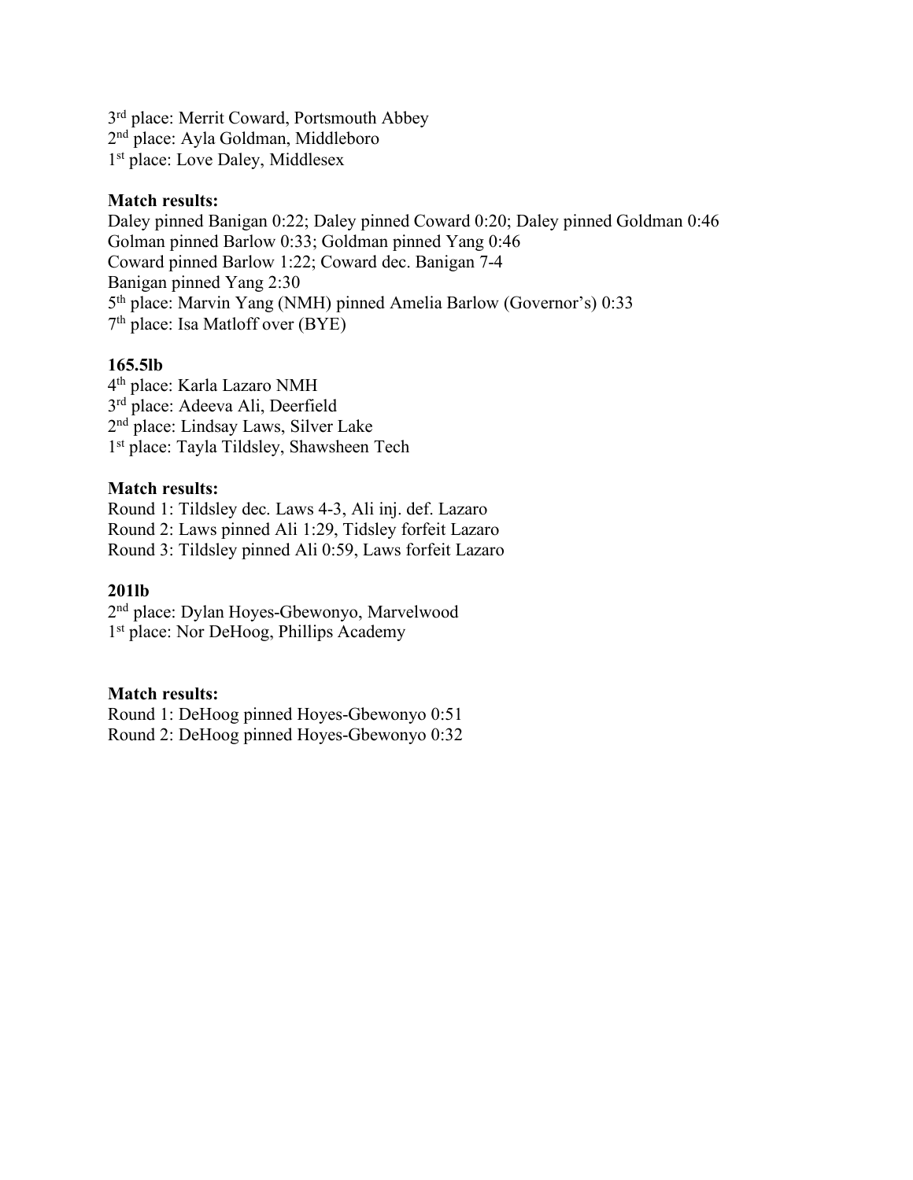3rd place: Merrit Coward, Portsmouth Abbey
2nd place: Ayla Goldman, Middleboro
1st place: Love Daley, Middlesex

**Match results:**
Daley pinned Banigan 0:22; Daley pinned Coward 0:20; Daley pinned Goldman 0:46
Golman pinned Barlow 0:33; Goldman pinned Yang 0:46
Coward pinned Barlow 1:22; Coward dec. Banigan 7-4
Banigan pinned Yang 2:30
5th place: Marvin Yang (NMH) pinned Amelia Barlow (Governor's) 0:33
7th place: Isa Matloff over (BYE)

**165.5lb**
4th place: Karla Lazaro NMH
3rd place: Adeeva Ali, Deerfield
2nd place: Lindsay Laws, Silver Lake
1st place: Tayla Tildsley, Shawsheen Tech

**Match results:**
Round 1: Tildsley dec. Laws 4-3, Ali inj. def. Lazaro
Round 2: Laws pinned Ali 1:29, Tidsley forfeit Lazaro
Round 3: Tildsley pinned Ali 0:59, Laws forfeit Lazaro

**201lb**
2nd place: Dylan Hoyes-Gbewonyo, Marvelwood
1st place: Nor DeHoog, Phillips Academy

**Match results:**
Round 1: DeHoog pinned Hoyes-Gbewonyo 0:51
Round 2: DeHoog pinned Hoyes-Gbewonyo 0:32